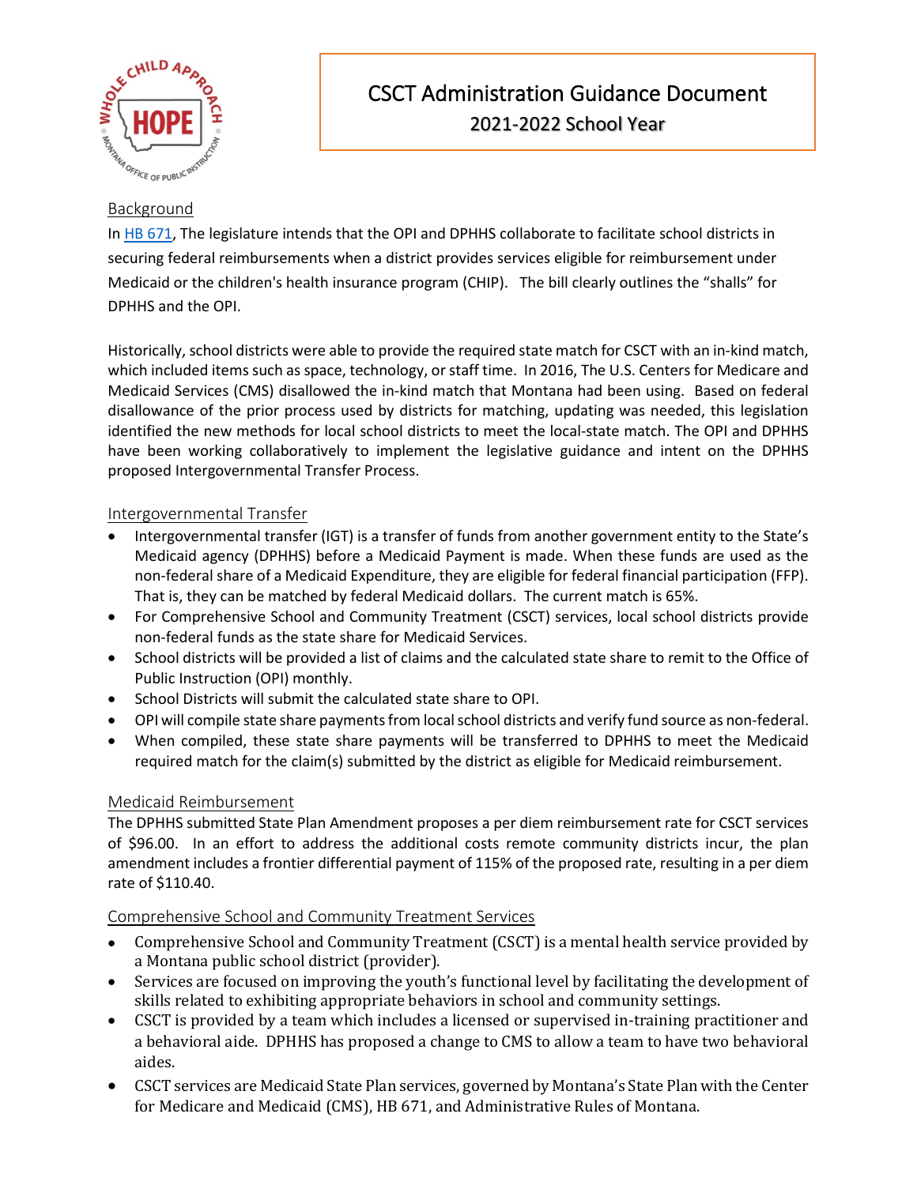# CSCT Administration Guidance Document

## 2021-2022 School Year

### Background

In HB 671, The legislature intends that the OPI and DPHHS collaborate to facilitate school districts in securing federal reimbursements when a district provides services eligible for reimbursement under Medicaid or the children's health insurance program (CHIP). The bill clearly outlines the "shalls" for DPHHS and the OPI.

Historically, school districts were able to provide the required state match for CSCT with an in-kind match, which included items such as space, technology, or staff time. In 2016, The U.S. Centers for Medicare and Medicaid Services (CMS) disallowed the in-kind match that Montana had been using. Based on federal disallowance of the prior process used by districts for matching, updating was needed, this legislation identified the new methods for local school districts to meet the local-state match. The OPI and DPHHS have been working collaboratively to implement the legislative guidance and intent on the DPHHS proposed Intergovernmental Transfer Process.

### Intergovernmental Transfer

- Intergovernmental transfer (IGT) is a transfer of funds from another government entity to the State's Medicaid agency (DPHHS) before a Medicaid Payment is made. When these funds are used as the non-federal share of a Medicaid Expenditure, they are eligible for federal financial participation (FFP). That is, they can be matched by federal Medicaid dollars. The current match is 65%.
- For Comprehensive School and Community Treatment (CSCT) services, local school districts provide non-federal funds as the state share for Medicaid Services.
- School districts will be provided a list of claims and the calculated state share to remit to the Office of Public Instruction (OPI) monthly.
- School Districts will submit the calculated state share to OPI.
- OPI will compile state share payments from local school districts and verify fund source as non-federal.
- When compiled, these state share payments will be transferred to DPHHS to meet the Medicaid required match for the claim(s) submitted by the district as eligible for Medicaid reimbursement.

### Medicaid Reimbursement

The DPHHS submitted State Plan Amendment proposes a per diem reimbursement rate for CSCT services of $96.00. In an effort to address the additional costs remote community districts incur, the plan amendment includes a frontier differential payment of 115% of the proposed rate, resulting in a per diem rate of $110.40.

### Comprehensive School and Community Treatment Services

- Comprehensive School and Community Treatment (CSCT) is a mental health service provided by a Montana public school district (provider).
- Services are focused on improving the youth's functional level by facilitating the development of skills related to exhibiting appropriate behaviors in school and community settings.
- CSCT is provided by a team which includes a licensed or supervised in-training practitioner and a behavioral aide. DPHHS has proposed a change to CMS to allow a team to have two behavioral aides.
- CSCT services are Medicaid State Plan services, governed by Montana's State Plan with the Center for Medicare and Medicaid (CMS), HB 671, and Administrative Rules of Montana.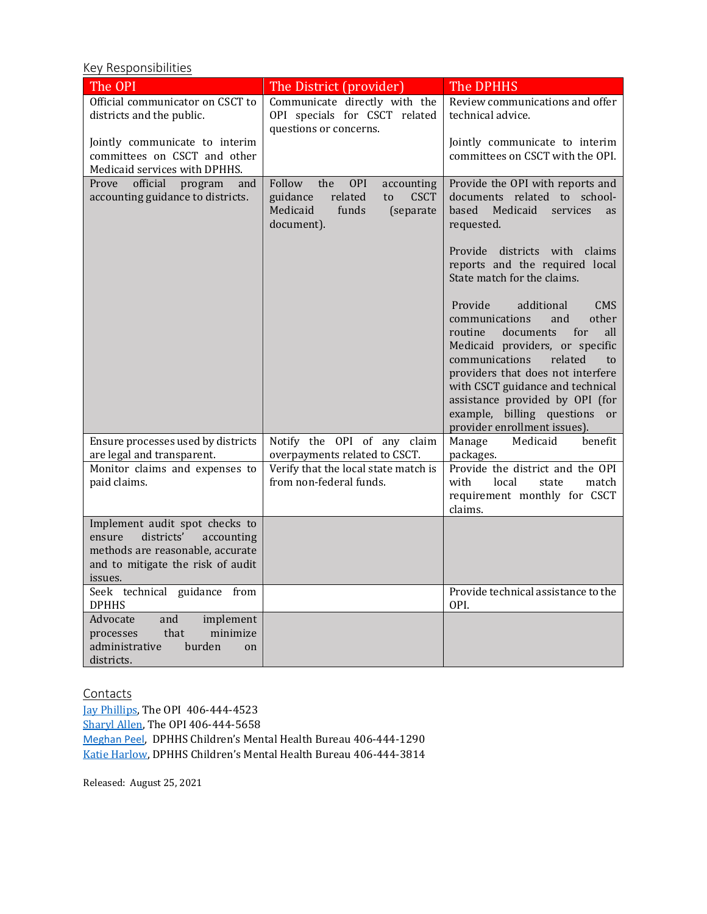## Key Responsibilities

| The OPI | The District (provider) | The DPHHS |
|---|---|---|
| Official communicator on CSCT to districts and the public.<br><br>Jointly communicate to interim committees on CSCT and other Medicaid services with DPHHS. | Communicate directly with the OPI specials for CSCT related questions or concerns. | Review communications and offer technical advice.<br><br>Jointly communicate to interim committees on CSCT with the OPI. |
| Prove official program and accounting guidance to districts. | Follow the OPI accounting guidance related to CSCT Medicaid funds (separate document). | Provide the OPI with reports and documents related to school-based Medicaid services as requested.<br><br>Provide districts with claims reports and the required local State match for the claims.<br><br>Provide additional CMS communications and other routine documents for all Medicaid providers, or specific communications related to providers that does not interfere with CSCT guidance and technical assistance provided by OPI (for example, billing questions or provider enrollment issues). |
| Ensure processes used by districts are legal and transparent. | Notify the OPI of any claim overpayments related to CSCT. | Manage Medicaid benefit packages. |
| Monitor claims and expenses to paid claims. | Verify that the local state match is from non-federal funds. | Provide the district and the OPI with local state match requirement monthly for CSCT claims. |
| Implement audit spot checks to ensure districts' accounting methods are reasonable, accurate and to mitigate the risk of audit issues. | | |
| Seek technical guidance from DPHHS | | Provide technical assistance to the OPI. |
| Advocate and implement processes that minimize administrative burden on districts. | | |

## Contacts

Jay Phillips, The OPI 406-444-4523
Sharyl Allen, The OPI 406-444-5658
Meghan Peel, DPHHS Children's Mental Health Bureau 406-444-1290
Katie Harlow, DPHHS Children's Mental Health Bureau 406-444-3814

Released: August 25, 2021